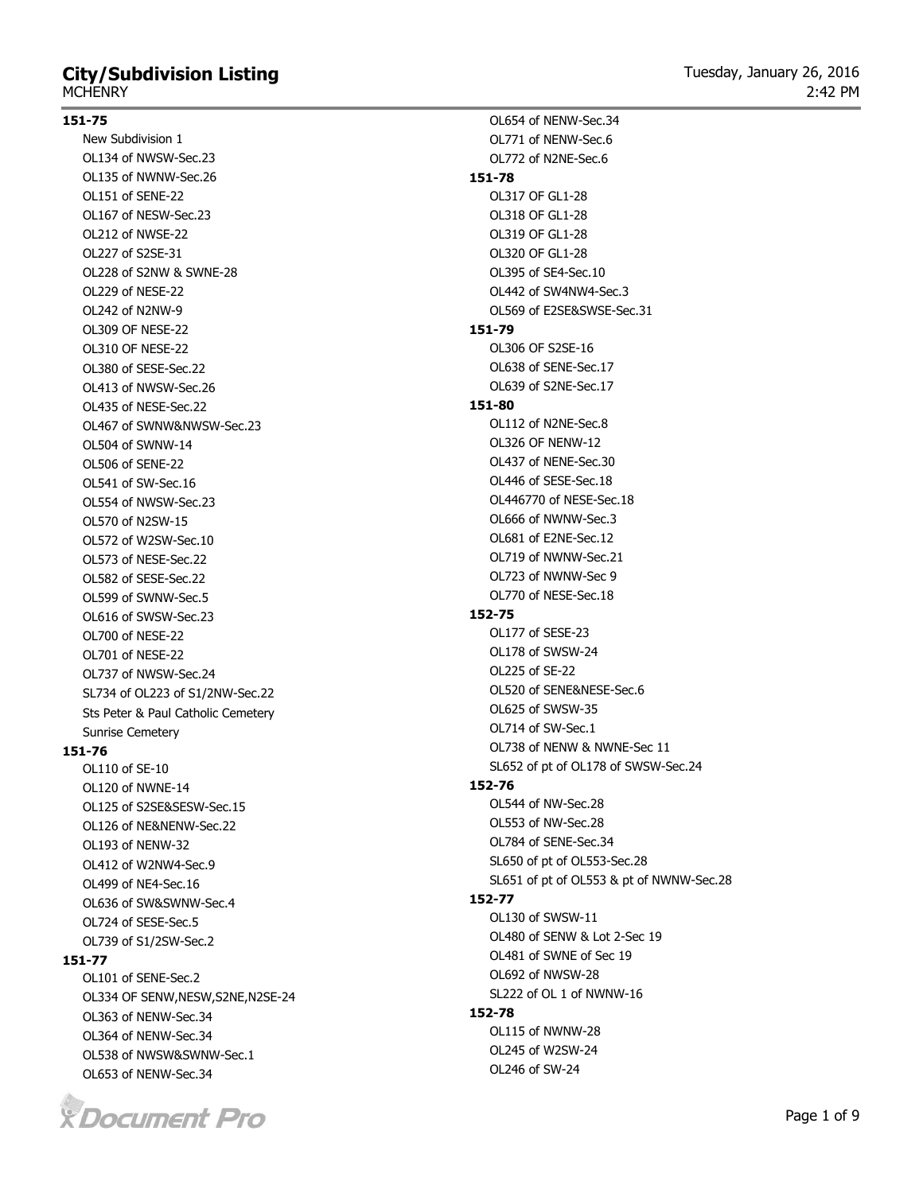# City/Subdivision Listing

MCHENRY

Tuesday, January 26, 2016
2:42 PM

**151-75**

- New Subdivision 1
- OL134 of NWSW-Sec.23
- OL135 of NWNW-Sec.26
- OL151 of SENE-22
- OL167 of NESW-Sec.23
- OL212 of NWSE-22
- OL227 of S2SE-31
- OL228 of S2NW & SWNE-28
- OL229 of NESE-22
- OL242 of N2NW-9
- OL309 OF NESE-22
- OL310 OF NESE-22
- OL380 of SESE-Sec.22
- OL413 of NWSW-Sec.26
- OL435 of NESE-Sec.22
- OL467 of SWNW&NWSW-Sec.23
- OL504 of SWNW-14
- OL506 of SENE-22
- OL541 of SW-Sec.16
- OL554 of NWSW-Sec.23
- OL570 of N2SW-15
- OL572 of W2SW-Sec.10
- OL573 of NESE-Sec.22
- OL582 of SESE-Sec.22
- OL599 of SWNW-Sec.5
- OL616 of SWSW-Sec.23
- OL700 of NESE-22
- OL701 of NESE-22
- OL737 of NWSW-Sec.24
- SL734 of OL223 of S1/2NW-Sec.22
- Sts Peter & Paul Catholic Cemetery
- Sunrise Cemetery

**151-76**

- OL110 of SE-10
- OL120 of NWNE-14
- OL125 of S2SE&SESW-Sec.15
- OL126 of NE&NENW-Sec.22
- OL193 of NENW-32
- OL412 of W2NW4-Sec.9
- OL499 of NE4-Sec.16
- OL636 of SW&SWNW-Sec.4
- OL724 of SESE-Sec.5
- OL739 of S1/2SW-Sec.2

**151-77**

- OL101 of SENE-Sec.2
- OL334 OF SENW,NESW,S2NE,N2SE-24
- OL363 of NENW-Sec.34
- OL364 of NENW-Sec.34
- OL538 of NWSW&SWNW-Sec.1
- OL653 of NENW-Sec.34
- OL654 of NENW-Sec.34
- OL771 of NENW-Sec.6
- OL772 of N2NE-Sec.6

**151-78**

- OL317 OF GL1-28
- OL318 OF GL1-28
- OL319 OF GL1-28
- OL320 OF GL1-28
- OL395 of SE4-Sec.10
- OL442 of SW4NW4-Sec.3
- OL569 of E2SE&SWSE-Sec.31

**151-79**

- OL306 OF S2SE-16
- OL638 of SENE-Sec.17
- OL639 of S2NE-Sec.17

**151-80**

- OL112 of N2NE-Sec.8
- OL326 OF NENW-12
- OL437 of NENE-Sec.30
- OL446 of SESE-Sec.18
- OL446770 of NESE-Sec.18
- OL666 of NWNW-Sec.3
- OL681 of E2NE-Sec.12
- OL719 of NWNW-Sec.21
- OL723 of NWNW-Sec 9
- OL770 of NESE-Sec.18

**152-75**

- OL177 of SESE-23
- OL178 of SWSW-24
- OL225 of SE-22
- OL520 of SENE&NESE-Sec.6
- OL625 of SWSW-35
- OL714 of SW-Sec.1
- OL738 of NENW & NWNE-Sec 11
- SL652 of pt of OL178 of SWSW-Sec.24

**152-76**

- OL544 of NW-Sec.28
- OL553 of NW-Sec.28
- OL784 of SENE-Sec.34
- SL650 of pt of OL553-Sec.28
- SL651 of pt of OL553 & pt of NWNW-Sec.28

**152-77**

- OL130 of SWSW-11
- OL480 of SENW & Lot 2-Sec 19
- OL481 of SWNE of Sec 19
- OL692 of NWSW-28
- SL222 of OL 1 of NWNW-16

**152-78**

- OL115 of NWNW-28
- OL245 of W2SW-24
- OL246 of SW-24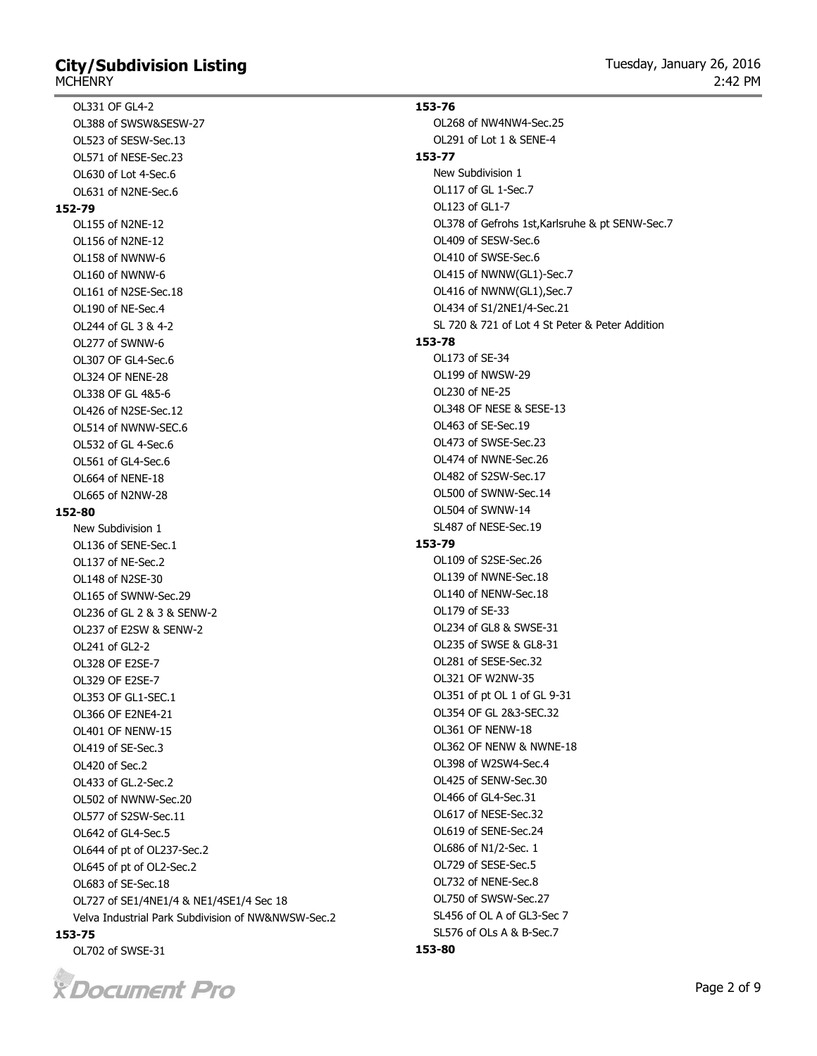OL331 OF GL4-2
OL388 of SWSW&SESW-27
OL523 of SESW-Sec.13
OL571 of NESE-Sec.23
OL630 of Lot 4-Sec.6
OL631 of N2NE-Sec.6

**152-79**

OL155 of N2NE-12
OL156 of N2NE-12
OL158 of NWNW-6
OL160 of NWNW-6
OL161 of N2SE-Sec.18
OL190 of NE-Sec.4
OL244 of GL 3 & 4-2
OL277 of SWNW-6
OL307 OF GL4-Sec.6
OL324 OF NENE-28
OL338 OF GL 4&5-6
OL426 of N2SE-Sec.12
OL514 of NWNW-SEC.6
OL532 of GL 4-Sec.6
OL561 of GL4-Sec.6
OL664 of NENE-18
OL665 of N2NW-28

**152-80**

New Subdivision 1
OL136 of SENE-Sec.1
OL137 of NE-Sec.2
OL148 of N2SE-30
OL165 of SWNW-Sec.29
OL236 of GL 2 & 3 & SENW-2
OL237 of E2SW & SENW-2
OL241 of GL2-2
OL328 OF E2SE-7
OL329 OF E2SE-7
OL353 OF GL1-SEC.1
OL366 OF E2NE4-21
OL401 OF NENW-15
OL419 of SE-Sec.3
OL420 of Sec.2
OL433 of GL.2-Sec.2
OL502 of NWNW-Sec.20
OL577 of S2SW-Sec.11
OL642 of GL4-Sec.5
OL644 of pt of OL237-Sec.2
OL645 of pt of OL2-Sec.2
OL683 of SE-Sec.18
OL727 of SE1/4NE1/4 & NE1/4SE1/4 Sec 18
Velva Industrial Park Subdivision of NW&NWSW-Sec.2

**153-75**

OL702 of SWSE-31

**153-76**

OL268 of NW4NW4-Sec.25
OL291 of Lot 1 & SENE-4

**153-77**

New Subdivision 1
OL117 of GL 1-Sec.7
OL123 of GL1-7
OL378 of Gefrohs 1st,Karlsruhe & pt SENW-Sec.7
OL409 of SESW-Sec.6
OL410 of SWSE-Sec.6
OL415 of NWNW(GL1)-Sec.7
OL416 of NWNW(GL1),Sec.7
OL434 of S1/2NE1/4-Sec.21
SL 720 & 721 of Lot 4 St Peter & Peter Addition

**153-78**

OL173 of SE-34
OL199 of NWSW-29
OL230 of NE-25
OL348 OF NESE & SESE-13
OL463 of SE-Sec.19
OL473 of SWSE-Sec.23
OL474 of NWNE-Sec.26
OL482 of S2SW-Sec.17
OL500 of SWNW-Sec.14
OL504 of SWNW-14
SL487 of NESE-Sec.19

**153-79**

OL109 of S2SE-Sec.26
OL139 of NWNE-Sec.18
OL140 of NENW-Sec.18
OL179 of SE-33
OL234 of GL8 & SWSE-31
OL235 of SWSE & GL8-31
OL281 of SESE-Sec.32
OL321 OF W2NW-35
OL351 of pt OL 1 of GL 9-31
OL354 OF GL 2&3-SEC.32
OL361 OF NENW-18
OL362 OF NENW & NWNE-18
OL398 of W2SW4-Sec.4
OL425 of SENW-Sec.30
OL466 of GL4-Sec.31
OL617 of NESE-Sec.32
OL619 of SENE-Sec.24
OL686 of N1/2-Sec. 1
OL729 of SESE-Sec.5
OL732 of NENE-Sec.8
OL750 of SWSW-Sec.27
SL456 of OL A of GL3-Sec 7
SL576 of OLs A & B-Sec.7

**153-80**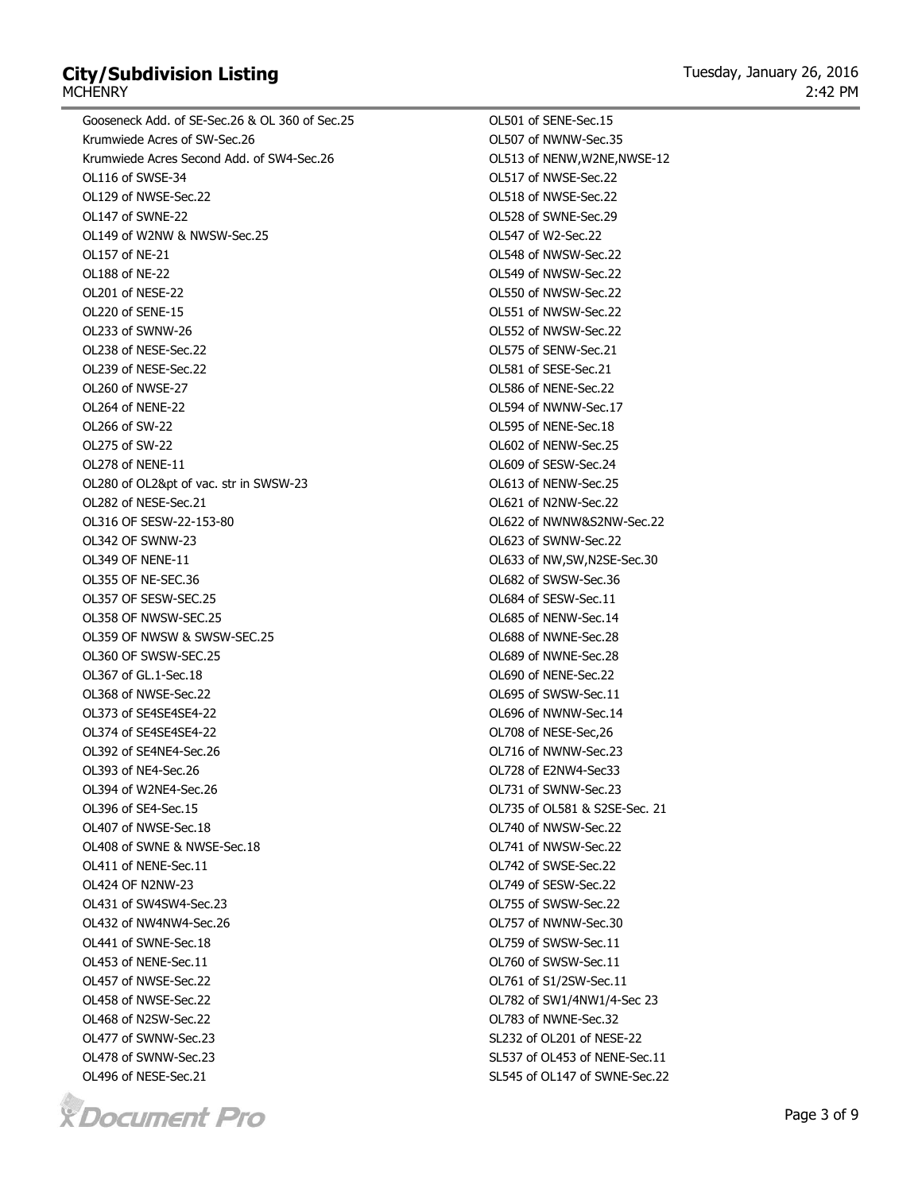Gooseneck Add. of SE-Sec.26 & OL 360 of Sec.25
Krumwiede Acres of SW-Sec.26
Krumwiede Acres Second Add. of SW4-Sec.26
OL116 of SWSE-34
OL129 of NWSE-Sec.22
OL147 of SWNE-22
OL149 of W2NW & NWSW-Sec.25
OL157 of NE-21
OL188 of NE-22
OL201 of NESE-22
OL220 of SENE-15
OL233 of SWNW-26
OL238 of NESE-Sec.22
OL239 of NESE-Sec.22
OL260 of NWSE-27
OL264 of NENE-22
OL266 of SW-22
OL275 of SW-22
OL278 of NENE-11
OL280 of OL2&pt of vac. str in SWSW-23
OL282 of NESE-Sec.21
OL316 OF SESW-22-153-80
OL342 OF SWNW-23
OL349 OF NENE-11
OL355 OF NE-SEC.36
OL357 OF SESW-SEC.25
OL358 OF NWSW-SEC.25
OL359 OF NWSW & SWSW-SEC.25
OL360 OF SWSW-SEC.25
OL367 of GL.1-Sec.18
OL368 of NWSE-Sec.22
OL373 of SE4SE4SE4-22
OL374 of SE4SE4SE4-22
OL392 of SE4NE4-Sec.26
OL393 of NE4-Sec.26
OL394 of W2NE4-Sec.26
OL396 of SE4-Sec.15
OL407 of NWSE-Sec.18
OL408 of SWNE & NWSE-Sec.18
OL411 of NENE-Sec.11
OL424 OF N2NW-23
OL431 of SW4SW4-Sec.23
OL432 of NW4NW4-Sec.26
OL441 of SWNE-Sec.18
OL453 of NENE-Sec.11
OL457 of NWSE-Sec.22
OL458 of NWSE-Sec.22
OL468 of N2SW-Sec.22
OL477 of SWNW-Sec.23
OL478 of SWNW-Sec.23
OL496 of NESE-Sec.21
OL501 of SENE-Sec.15
OL507 of NWNW-Sec.35
OL513 of NENW,W2NE,NWSE-12
OL517 of NWSE-Sec.22
OL518 of NWSE-Sec.22
OL528 of SWNE-Sec.29
OL547 of W2-Sec.22
OL548 of NWSW-Sec.22
OL549 of NWSW-Sec.22
OL550 of NWSW-Sec.22
OL551 of NWSW-Sec.22
OL552 of NWSW-Sec.22
OL575 of SENW-Sec.21
OL581 of SESE-Sec.21
OL586 of NENE-Sec.22
OL594 of NWNW-Sec.17
OL595 of NENE-Sec.18
OL602 of NENW-Sec.25
OL609 of SESW-Sec.24
OL613 of NENW-Sec.25
OL621 of N2NW-Sec.22
OL622 of NWNW&S2NW-Sec.22
OL623 of SWNW-Sec.22
OL633 of NW,SW,N2SE-Sec.30
OL682 of SWSW-Sec.36
OL684 of SESW-Sec.11
OL685 of NENW-Sec.14
OL688 of NWNE-Sec.28
OL689 of NWNE-Sec.28
OL690 of NENE-Sec.22
OL695 of SWSW-Sec.11
OL696 of NWNW-Sec.14
OL708 of NESE-Sec,26
OL716 of NWNW-Sec.23
OL728 of E2NW4-Sec33
OL731 of SWNW-Sec.23
OL735 of OL581 & S2SE-Sec. 21
OL740 of NWSW-Sec.22
OL741 of NWSW-Sec.22
OL742 of SWSE-Sec.22
OL749 of SESW-Sec.22
OL755 of SWSW-Sec.22
OL757 of NWNW-Sec.30
OL759 of SWSW-Sec.11
OL760 of SWSW-Sec.11
OL761 of S1/2SW-Sec.11
OL782 of SW1/4NW1/4-Sec 23
OL783 of NWNE-Sec.32
SL232 of OL201 of NESE-22
SL537 of OL453 of NENE-Sec.11
SL545 of OL147 of SWNE-Sec.22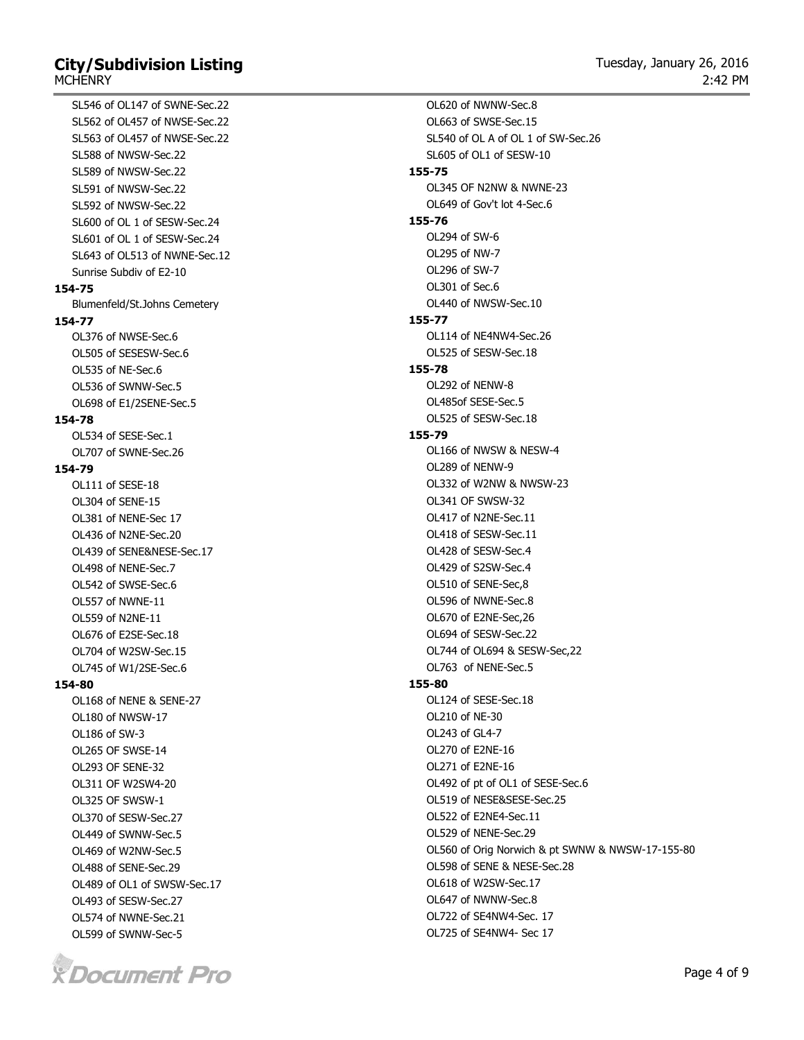SL546 of OL147 of SWNE-Sec.22
SL562 of OL457 of NWSE-Sec.22
SL563 of OL457 of NWSE-Sec.22
SL588 of NWSW-Sec.22
SL589 of NWSW-Sec.22
SL591 of NWSW-Sec.22
SL592 of NWSW-Sec.22
SL600 of OL 1 of SESW-Sec.24
SL601 of OL 1 of SESW-Sec.24
SL643 of OL513 of NWNE-Sec.12
Sunrise Subdiv of E2-10

**154-75**

Blumenfeld/St.Johns Cemetery

**154-77**

OL376 of NWSE-Sec.6
OL505 of SESESW-Sec.6
OL535 of NE-Sec.6
OL536 of SWNW-Sec.5
OL698 of E1/2SENE-Sec.5

**154-78**

OL534 of SESE-Sec.1
OL707 of SWNE-Sec.26

**154-79**

OL111 of SESE-18
OL304 of SENE-15
OL381 of NENE-Sec 17
OL436 of N2NE-Sec.20
OL439 of SENE&NESE-Sec.17
OL498 of NENE-Sec.7
OL542 of SWSE-Sec.6
OL557 of NWNE-11
OL559 of N2NE-11
OL676 of E2SE-Sec.18
OL704 of W2SW-Sec.15
OL745 of W1/2SE-Sec.6

**154-80**

OL168 of NENE & SENE-27
OL180 of NWSW-17
OL186 of SW-3
OL265 OF SWSE-14
OL293 OF SENE-32
OL311 OF W2SW4-20
OL325 OF SWSW-1
OL370 of SESW-Sec.27
OL449 of SWNW-Sec.5
OL469 of W2NW-Sec.5
OL488 of SENE-Sec.29
OL489 of OL1 of SWSW-Sec.17
OL493 of SESW-Sec.27
OL574 of NWNE-Sec.21
OL599 of SWNW-Sec-5
OL620 of NWNW-Sec.8
OL663 of SWSE-Sec.15
SL540 of OL A of OL 1 of SW-Sec.26
SL605 of OL1 of SESW-10

**155-75**

OL345 OF N2NW & NWNE-23
OL649 of Gov't lot 4-Sec.6

**155-76**

OL294 of SW-6
OL295 of NW-7
OL296 of SW-7
OL301 of Sec.6
OL440 of NWSW-Sec.10

**155-77**

OL114 of NE4NW4-Sec.26
OL525 of SESW-Sec.18

**155-78**

OL292 of NENW-8
OL485of SESE-Sec.5
OL525 of SESW-Sec.18

**155-79**

OL166 of NWSW & NESW-4
OL289 of NENW-9
OL332 of W2NW & NWSW-23
OL341 OF SWSW-32
OL417 of N2NE-Sec.11
OL418 of SESW-Sec.11
OL428 of SESW-Sec.4
OL429 of S2SW-Sec.4
OL510 of SENE-Sec,8
OL596 of NWNE-Sec.8
OL670 of E2NE-Sec,26
OL694 of SESW-Sec.22
OL744 of OL694 & SESW-Sec,22
OL763 of NENE-Sec.5

**155-80**

OL124 of SESE-Sec.18
OL210 of NE-30
OL243 of GL4-7
OL270 of E2NE-16
OL271 of E2NE-16
OL492 of pt of OL1 of SESE-Sec.6
OL519 of NESE&SESE-Sec.25
OL522 of E2NE4-Sec.11
OL529 of NENE-Sec.29
OL560 of Orig Norwich & pt SWNW & NWSW-17-155-80
OL598 of SENE & NESE-Sec.28
OL618 of W2SW-Sec.17
OL647 of NWNW-Sec.8
OL722 of SE4NW4-Sec. 17
OL725 of SE4NW4- Sec 17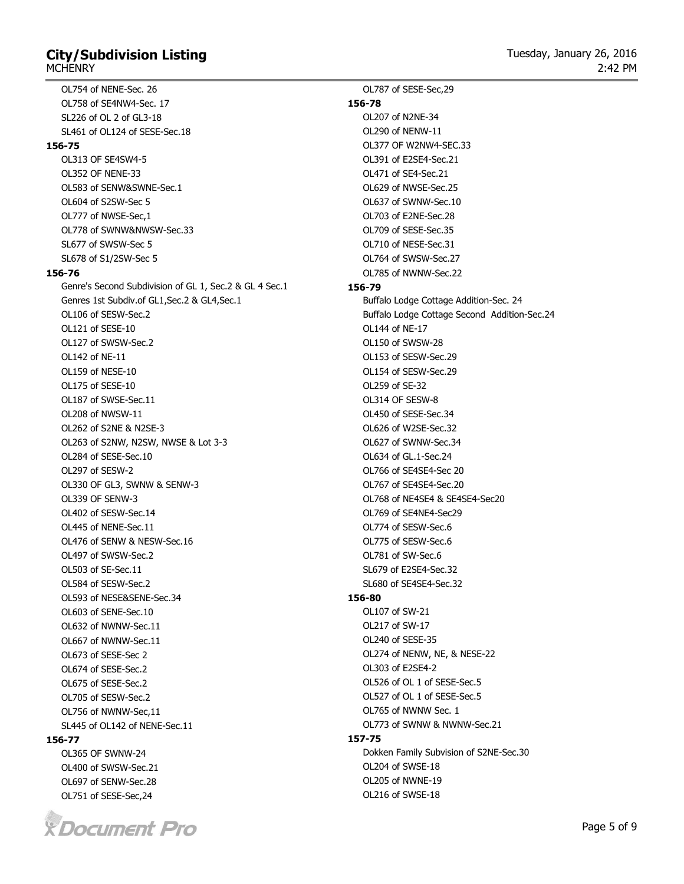OL754 of NENE-Sec. 26
OL758 of SE4NW4-Sec. 17
SL226 of OL 2 of GL3-18
SL461 of OL124 of SESE-Sec.18

**156-75**

OL313 OF SE4SW4-5
OL352 OF NENE-33
OL583 of SENW&SWNE-Sec.1
OL604 of S2SW-Sec 5
OL777 of NWSE-Sec,1
OL778 of SWNW&NWSW-Sec.33
SL677 of SWSW-Sec 5
SL678 of S1/2SW-Sec 5

**156-76**

Genre's Second Subdivision of GL 1, Sec.2 & GL 4 Sec.1
Genres 1st Subdiv.of GL1,Sec.2 & GL4,Sec.1
OL106 of SESW-Sec.2
OL121 of SESE-10
OL127 of SWSW-Sec.2
OL142 of NE-11
OL159 of NESE-10
OL175 of SESE-10
OL187 of SWSE-Sec.11
OL208 of NWSW-11
OL262 of S2NE & N2SE-3
OL263 of S2NW, N2SW, NWSE & Lot 3-3
OL284 of SESE-Sec.10
OL297 of SESW-2
OL330 OF GL3, SWNW & SENW-3
OL339 OF SENW-3
OL402 of SESW-Sec.14
OL445 of NENE-Sec.11
OL476 of SENW & NESW-Sec.16
OL497 of SWSW-Sec.2
OL503 of SE-Sec.11
OL584 of SESW-Sec.2
OL593 of NESE&SENE-Sec.34
OL603 of SENE-Sec.10
OL632 of NWNW-Sec.11
OL667 of NWNW-Sec.11
OL673 of SESE-Sec 2
OL674 of SESE-Sec.2
OL675 of SESE-Sec.2
OL705 of SESW-Sec.2
OL756 of NWNW-Sec,11
SL445 of OL142 of NENE-Sec.11

**156-77**

OL365 OF SWNW-24
OL400 of SWSW-Sec.21
OL697 of SENW-Sec.28
OL751 of SESE-Sec,24
OL787 of SESE-Sec,29

**156-78**

OL207 of N2NE-34
OL290 of NENW-11
OL377 OF W2NW4-SEC.33
OL391 of E2SE4-Sec.21
OL471 of SE4-Sec.21
OL629 of NWSE-Sec.25
OL637 of SWNW-Sec.10
OL703 of E2NE-Sec.28
OL709 of SESE-Sec.35
OL710 of NESE-Sec.31
OL764 of SWSW-Sec.27
OL785 of NWNW-Sec.22

**156-79**

Buffalo Lodge Cottage Addition-Sec. 24
Buffalo Lodge Cottage Second Addition-Sec.24
OL144 of NE-17
OL150 of SWSW-28
OL153 of SESW-Sec.29
OL154 of SESW-Sec.29
OL259 of SE-32
OL314 OF SESW-8
OL450 of SESE-Sec.34
OL626 of W2SE-Sec.32
OL627 of SWNW-Sec.34
OL634 of GL.1-Sec.24
OL766 of SE4SE4-Sec 20
OL767 of SE4SE4-Sec.20
OL768 of NE4SE4 & SE4SE4-Sec20
OL769 of SE4NE4-Sec29
OL774 of SESW-Sec.6
OL775 of SESW-Sec.6
OL781 of SW-Sec.6
SL679 of E2SE4-Sec.32
SL680 of SE4SE4-Sec.32

**156-80**

OL107 of SW-21
OL217 of SW-17
OL240 of SESE-35
OL274 of NENW, NE, & NESE-22
OL303 of E2SE4-2
OL526 of OL 1 of SESE-Sec.5
OL527 of OL 1 of SESE-Sec.5
OL765 of NWNW Sec. 1
OL773 of SWNW & NWNW-Sec.21

**157-75**

Dokken Family Subvision of S2NE-Sec.30
OL204 of SWSE-18
OL205 of NWNE-19
OL216 of SWSE-18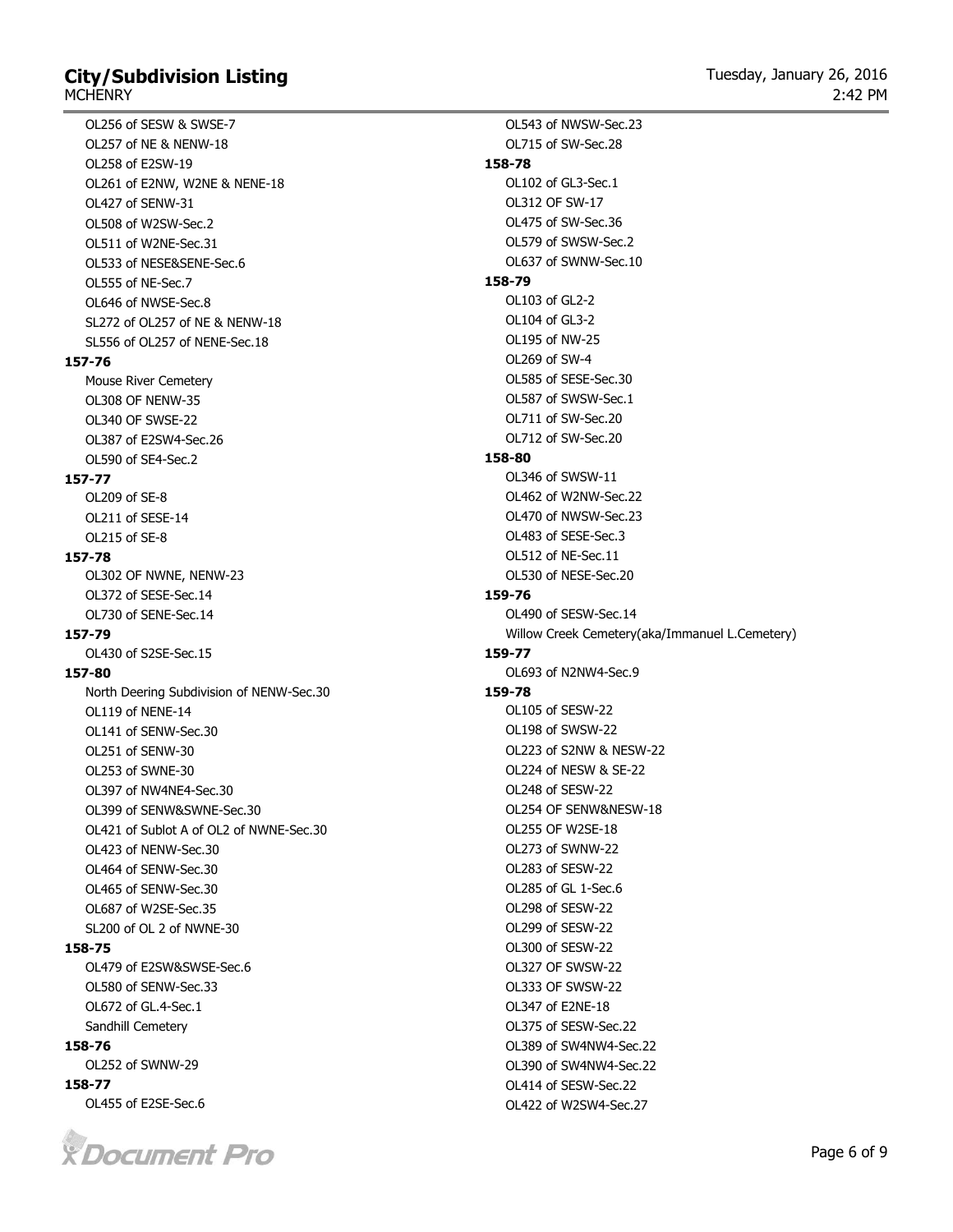OL256 of SESW & SWSE-7
OL257 of NE & NENW-18
OL258 of E2SW-19
OL261 of E2NW, W2NE & NENE-18
OL427 of SENW-31
OL508 of W2SW-Sec.2
OL511 of W2NE-Sec.31
OL533 of NESE&SENE-Sec.6
OL555 of NE-Sec.7
OL646 of NWSE-Sec.8
SL272 of OL257 of NE & NENW-18
SL556 of OL257 of NENE-Sec.18

**157-76**

Mouse River Cemetery
OL308 OF NENW-35
OL340 OF SWSE-22
OL387 of E2SW4-Sec.26
OL590 of SE4-Sec.2

**157-77**

OL209 of SE-8
OL211 of SESE-14
OL215 of SE-8

**157-78**

OL302 OF NWNE, NENW-23
OL372 of SESE-Sec.14
OL730 of SENE-Sec.14

**157-79**

OL430 of S2SE-Sec.15

**157-80**

North Deering Subdivision of NENW-Sec.30
OL119 of NENE-14
OL141 of SENW-Sec.30
OL251 of SENW-30
OL253 of SWNE-30
OL397 of NW4NE4-Sec.30
OL399 of SENW&SWNE-Sec.30
OL421 of Sublot A of OL2 of NWNE-Sec.30
OL423 of NENW-Sec.30
OL464 of SENW-Sec.30
OL465 of SENW-Sec.30
OL687 of W2SE-Sec.35
SL200 of OL 2 of NWNE-30

**158-75**

OL479 of E2SW&SWSE-Sec.6
OL580 of SENW-Sec.33
OL672 of GL.4-Sec.1
Sandhill Cemetery

**158-76**

OL252 of SWNW-29

**158-77**

OL455 of E2SE-Sec.6
OL543 of NWSW-Sec.23
OL715 of SW-Sec.28

**158-78**

OL102 of GL3-Sec.1
OL312 OF SW-17
OL475 of SW-Sec.36
OL579 of SWSW-Sec.2
OL637 of SWNW-Sec.10

**158-79**

OL103 of GL2-2
OL104 of GL3-2
OL195 of NW-25
OL269 of SW-4
OL585 of SESE-Sec.30
OL587 of SWSW-Sec.1
OL711 of SW-Sec.20
OL712 of SW-Sec.20

**158-80**

OL346 of SWSW-11
OL462 of W2NW-Sec.22
OL470 of NWSW-Sec.23
OL483 of SESE-Sec.3
OL512 of NE-Sec.11
OL530 of NESE-Sec.20

**159-76**

OL490 of SESW-Sec.14
Willow Creek Cemetery(aka/Immanuel L.Cemetery)

**159-77**

OL693 of N2NW4-Sec.9

**159-78**

OL105 of SESW-22
OL198 of SWSW-22
OL223 of S2NW & NESW-22
OL224 of NESW & SE-22
OL248 of SESW-22
OL254 OF SENW&NESW-18
OL255 OF W2SE-18
OL273 of SWNW-22
OL283 of SESW-22
OL285 of GL 1-Sec.6
OL298 of SESW-22
OL299 of SESW-22
OL300 of SESW-22
OL327 OF SWSW-22
OL333 OF SWSW-22
OL347 of E2NE-18
OL375 of SESW-Sec.22
OL389 of SW4NW4-Sec.22
OL390 of SW4NW4-Sec.22
OL414 of SESW-Sec.22
OL422 of W2SW4-Sec.27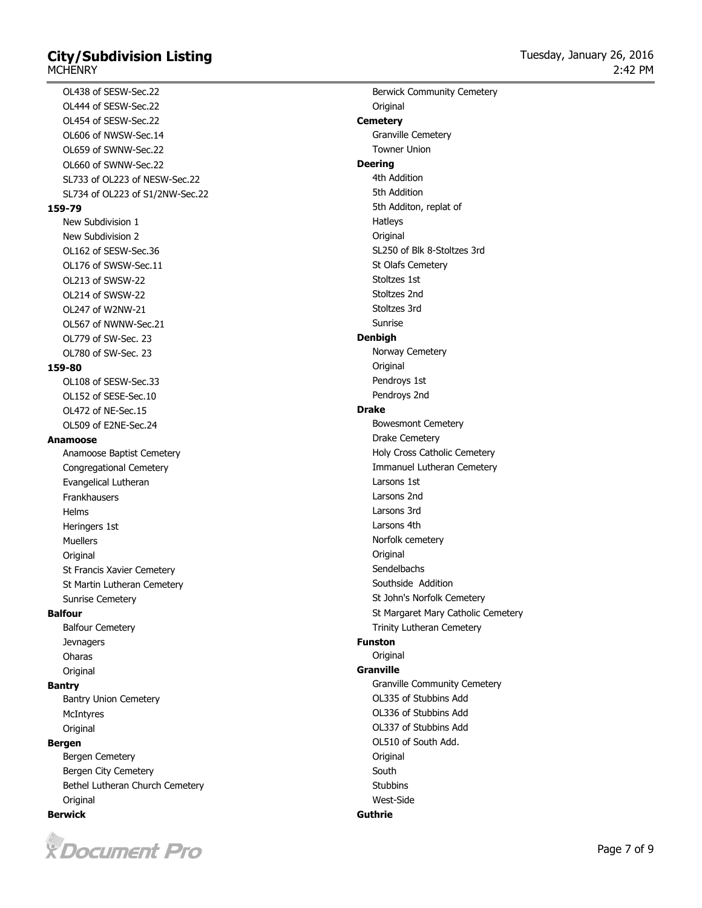- OL438 of SESW-Sec.22
- OL444 of SESW-Sec.22
- OL454 of SESW-Sec.22
- OL606 of NWSW-Sec.14
- OL659 of SWNW-Sec.22
- OL660 of SWNW-Sec.22
- SL733 of OL223 of NESW-Sec.22
- SL734 of OL223 of S1/2NW-Sec.22

**159-79**

- New Subdivision 1
- New Subdivision 2
- OL162 of SESW-Sec.36
- OL176 of SWSW-Sec.11
- OL213 of SWSW-22
- OL214 of SWSW-22
- OL247 of W2NW-21
- OL567 of NWNW-Sec.21
- OL779 of SW-Sec. 23
- OL780 of SW-Sec. 23

**159-80**

- OL108 of SESW-Sec.33
- OL152 of SESE-Sec.10
- OL472 of NE-Sec.15
- OL509 of E2NE-Sec.24

**Anamoose**

- Anamoose Baptist Cemetery
- Congregational Cemetery
- Evangelical Lutheran
- Frankhausers
- Helms
- Heringers 1st
- Muellers
- Original
- St Francis Xavier Cemetery
- St Martin Lutheran Cemetery
- Sunrise Cemetery

**Balfour**

- Balfour Cemetery
- Jevnagers
- Oharas
- Original

**Bantry**

- Bantry Union Cemetery
- McIntyres
- Original

**Bergen**

- Bergen Cemetery
- Bergen City Cemetery
- Bethel Lutheran Church Cemetery
- Original

**Berwick**

- Berwick Community Cemetery
- Original

**Cemetery**

- Granville Cemetery
- Towner Union

**Deering**

- 4th Addition
- 5th Addition
- 5th Additon, replat of
- Hatleys
- Original
- SL250 of Blk 8-Stoltzes 3rd
- St Olafs Cemetery
- Stoltzes 1st
- Stoltzes 2nd
- Stoltzes 3rd
- Sunrise

**Denbigh**

- Norway Cemetery
- Original
- Pendroys 1st
- Pendroys 2nd

**Drake**

- Bowesmont Cemetery
- Drake Cemetery
- Holy Cross Catholic Cemetery
- Immanuel Lutheran Cemetery
- Larsons 1st
- Larsons 2nd
- Larsons 3rd
- Larsons 4th
- Norfolk cemetery
- Original
- Sendelbachs
- Southside Addition
- St John's Norfolk Cemetery
- St Margaret Mary Catholic Cemetery
- Trinity Lutheran Cemetery

**Funston**

- Original

**Granville**

- Granville Community Cemetery
- OL335 of Stubbins Add
- OL336 of Stubbins Add
- OL337 of Stubbins Add
- OL510 of South Add.
- Original
- South
- Stubbins
- West-Side

**Guthrie**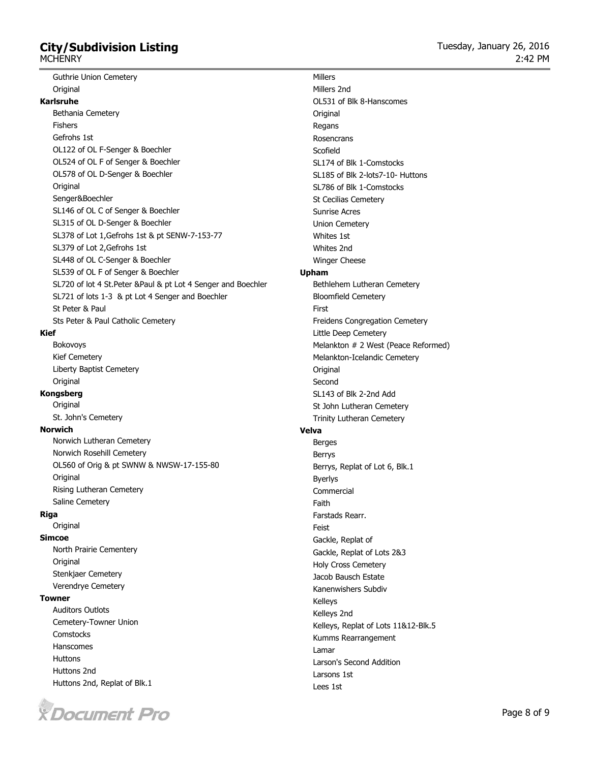Guthrie Union Cemetery
Original

**Karlsruhe**

- Bethania Cemetery
- Fishers
- Gefrohs 1st
- OL122 of OL F-Senger & Boechler
- OL524 of OL F of Senger & Boechler
- OL578 of OL D-Senger & Boechler
- Original
- Senger&Boechler
- SL146 of OL C of Senger & Boechler
- SL315 of OL D-Senger & Boechler
- SL378 of Lot 1,Gefrohs 1st & pt SENW-7-153-77
- SL379 of Lot 2,Gefrohs 1st
- SL448 of OL C-Senger & Boechler
- SL539 of OL F of Senger & Boechler
- SL720 of lot 4 St.Peter &Paul & pt Lot 4 Senger and Boechler
- SL721 of lots 1-3 & pt Lot 4 Senger and Boechler
- St Peter & Paul
- Sts Peter & Paul Catholic Cemetery

**Kief**

- Bokovoys
- Kief Cemetery
- Liberty Baptist Cemetery
- Original

**Kongsberg**

- Original
- St. John's Cemetery

**Norwich**

- Norwich Lutheran Cemetery
- Norwich Rosehill Cemetery
- OL560 of Orig & pt SWNW & NWSW-17-155-80
- Original
- Rising Lutheran Cemetery
- Saline Cemetery

**Riga**

- Original

**Simcoe**

- North Prairie Cementery
- Original
- Stenkjaer Cemetery
- Verendrye Cemetery

**Towner**

- Auditors Outlots
- Cemetery-Towner Union
- Comstocks
- Hanscomes
- Huttons
- Huttons 2nd
- Huttons 2nd, Replat of Blk.1
- Millers
- Millers 2nd
- OL531 of Blk 8-Hanscomes
- Original
- Regans
- Rosencrans
- Scofield
- SL174 of Blk 1-Comstocks
- SL185 of Blk 2-lots7-10- Huttons
- SL786 of Blk 1-Comstocks
- St Cecilias Cemetery
- Sunrise Acres
- Union Cemetery
- Whites 1st
- Whites 2nd
- Winger Cheese

**Upham**

- Bethlehem Lutheran Cemetery
- Bloomfield Cemetery
- First
- Freidens Congregation Cemetery
- Little Deep Cemetery
- Melankton # 2 West (Peace Reformed)
- Melankton-Icelandic Cemetery
- Original
- Second
- SL143 of Blk 2-2nd Add
- St John Lutheran Cemetery
- Trinity Lutheran Cemetery

**Velva**

- Berges
- Berrys
- Berrys, Replat of Lot 6, Blk.1
- Byerlys
- Commercial
- Faith
- Farstads Rearr.
- Feist
- Gackle, Replat of
- Gackle, Replat of Lots 2&3
- Holy Cross Cemetery
- Jacob Bausch Estate
- Kanenwishers Subdiv
- Kelleys
- Kelleys 2nd
- Kelleys, Replat of Lots 11&12-Blk.5
- Kumms Rearrangement
- Lamar
- Larson's Second Addition
- Larsons 1st
- Lees 1st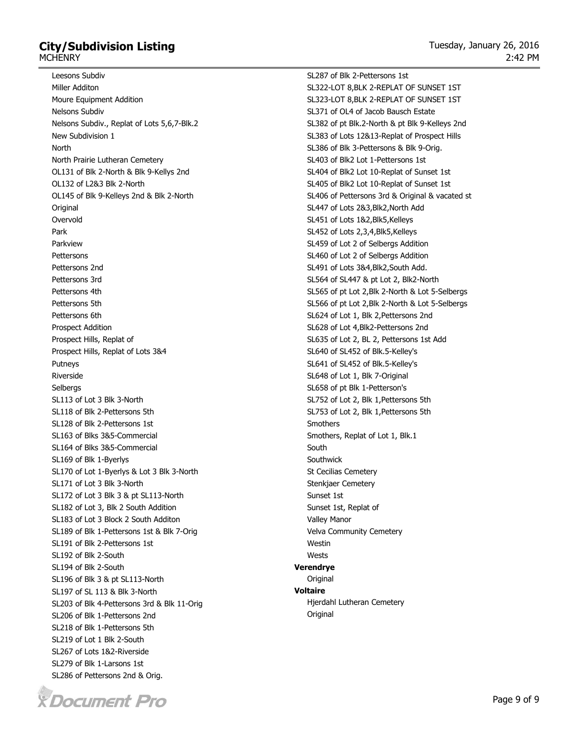Leesons Subdiv
Miller Additon
Moure Equipment Addition
Nelsons Subdiv
Nelsons Subdiv., Replat of Lots 5,6,7-Blk.2
New Subdivision 1
North
North Prairie Lutheran Cemetery
OL131 of Blk 2-North & Blk 9-Kellys 2nd
OL132 of L2&3 Blk 2-North
OL145 of Blk 9-Kelleys 2nd & Blk 2-North
Original
Overvold
Park
Parkview
Pettersons
Pettersons 2nd
Pettersons 3rd
Pettersons 4th
Pettersons 5th
Pettersons 6th
Prospect Addition
Prospect Hills, Replat of
Prospect Hills, Replat of Lots 3&4
Putneys
Riverside
Selbergs
SL113 of Lot 3 Blk 3-North
SL118 of Blk 2-Pettersons 5th
SL128 of Blk 2-Pettersons 1st
SL163 of Blks 3&5-Commercial
SL164 of Blks 3&5-Commercial
SL169 of Blk 1-Byerlys
SL170 of Lot 1-Byerlys & Lot 3 Blk 3-North
SL171 of Lot 3 Blk 3-North
SL172 of Lot 3 Blk 3 & pt SL113-North
SL182 of Lot 3, Blk 2 South Addition
SL183 of Lot 3 Block 2 South Additon
SL189 of Blk 1-Pettersons 1st & Blk 7-Orig
SL191 of Blk 2-Pettersons 1st
SL192 of Blk 2-South
SL194 of Blk 2-South
SL196 of Blk 3 & pt SL113-North
SL197 of SL 113 & Blk 3-North
SL203 of Blk 4-Pettersons 3rd & Blk 11-Orig
SL206 of Blk 1-Pettersons 2nd
SL218 of Blk 1-Pettersons 5th
SL219 of Lot 1 Blk 2-South
SL267 of Lots 1&2-Riverside
SL279 of Blk 1-Larsons 1st
SL286 of Pettersons 2nd & Orig.
SL287 of Blk 2-Pettersons 1st
SL322-LOT 8,BLK 2-REPLAT OF SUNSET 1ST
SL323-LOT 8,BLK 2-REPLAT OF SUNSET 1ST
SL371 of OL4 of Jacob Bausch Estate
SL382 of pt Blk.2-North & pt Blk 9-Kelleys 2nd
SL383 of Lots 12&13-Replat of Prospect Hills
SL386 of Blk 3-Pettersons & Blk 9-Orig.
SL403 of Blk2 Lot 1-Pettersons 1st
SL404 of Blk2 Lot 10-Replat of Sunset 1st
SL405 of Blk2 Lot 10-Replat of Sunset 1st
SL406 of Pettersons 3rd & Original & vacated st
SL447 of Lots 2&3,Blk2,North Add
SL451 of Lots 1&2,Blk5,Kelleys
SL452 of Lots 2,3,4,Blk5,Kelleys
SL459 of Lot 2 of Selbergs Addition
SL460 of Lot 2 of Selbergs Addition
SL491 of Lots 3&4,Blk2,South Add.
SL564 of SL447 & pt Lot 2, Blk2-North
SL565 of pt Lot 2,Blk 2-North & Lot 5-Selbergs
SL566 of pt Lot 2,Blk 2-North & Lot 5-Selbergs
SL624 of Lot 1, Blk 2,Pettersons 2nd
SL628 of Lot 4,Blk2-Pettersons 2nd
SL635 of Lot 2, BL 2, Pettersons 1st Add
SL640 of SL452 of Blk.5-Kelley's
SL641 of SL452 of Blk.5-Kelley's
SL648 of Lot 1, Blk 7-Original
SL658 of pt Blk 1-Petterson's
SL752 of Lot 2, Blk 1,Pettersons 5th
SL753 of Lot 2, Blk 1,Pettersons 5th
Smothers
Smothers, Replat of Lot 1, Blk.1
South
Southwick
St Cecilias Cemetery
Stenkjaer Cemetery
Sunset 1st
Sunset 1st, Replat of
Valley Manor
Velva Community Cemetery
Westin
Wests

**Verendrye**

Original

**Voltaire**

Hjerdahl Lutheran Cemetery
Original